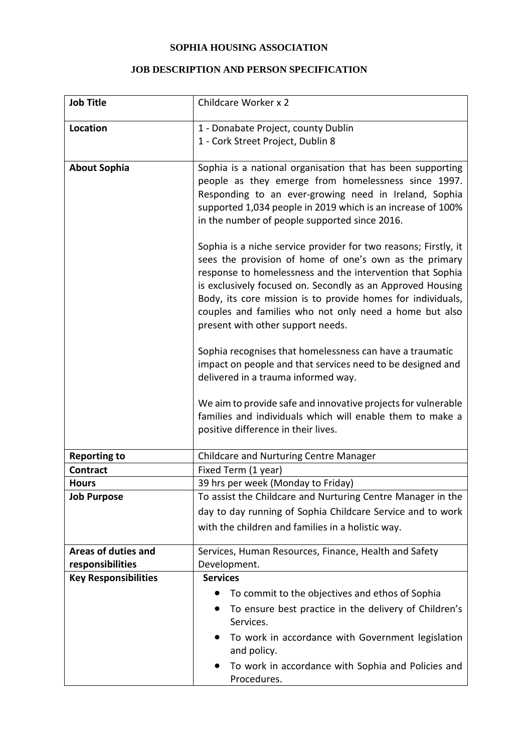# SOPHIA HOUSING ASSOCIATION

## JOB DESCRIPTION AND PERSON SPECIFICATION

| **Job Title** | Childcare Worker x 2 |
|---|---|
| **Location** | 1 - Donabate Project, county Dublin<br>1 - Cork Street Project, Dublin 8 |
| **About Sophia** | Sophia is a national organisation that has been supporting people as they emerge from homelessness since 1997. Responding to an ever-growing need in Ireland, Sophia supported 1,034 people in 2019 which is an increase of 100% in the number of people supported since 2016.<br><br>Sophia is a niche service provider for two reasons; Firstly, it sees the provision of home of one's own as the primary response to homelessness and the intervention that Sophia is exclusively focused on. Secondly as an Approved Housing Body, its core mission is to provide homes for individuals, couples and families who not only need a home but also present with other support needs.<br><br>Sophia recognises that homelessness can have a traumatic impact on people and that services need to be designed and delivered in a trauma informed way.<br><br>We aim to provide safe and innovative projects for vulnerable families and individuals which will enable them to make a positive difference in their lives. |
| **Reporting to** | Childcare and Nurturing Centre Manager |
| **Contract** | Fixed Term (1 year) |
| **Hours** | 39 hrs per week (Monday to Friday) |
| **Job Purpose** | To assist the Childcare and Nurturing Centre Manager in the day to day running of Sophia Childcare Service and to work with the children and families in a holistic way. |
| **Areas of duties and responsibilities** | Services, Human Resources, Finance, Health and Safety Development. |
| **Key Responsibilities** | **Services**<br>• To commit to the objectives and ethos of Sophia<br>• To ensure best practice in the delivery of Children's Services.<br>• To work in accordance with Government legislation and policy.<br>• To work in accordance with Sophia and Policies and Procedures. |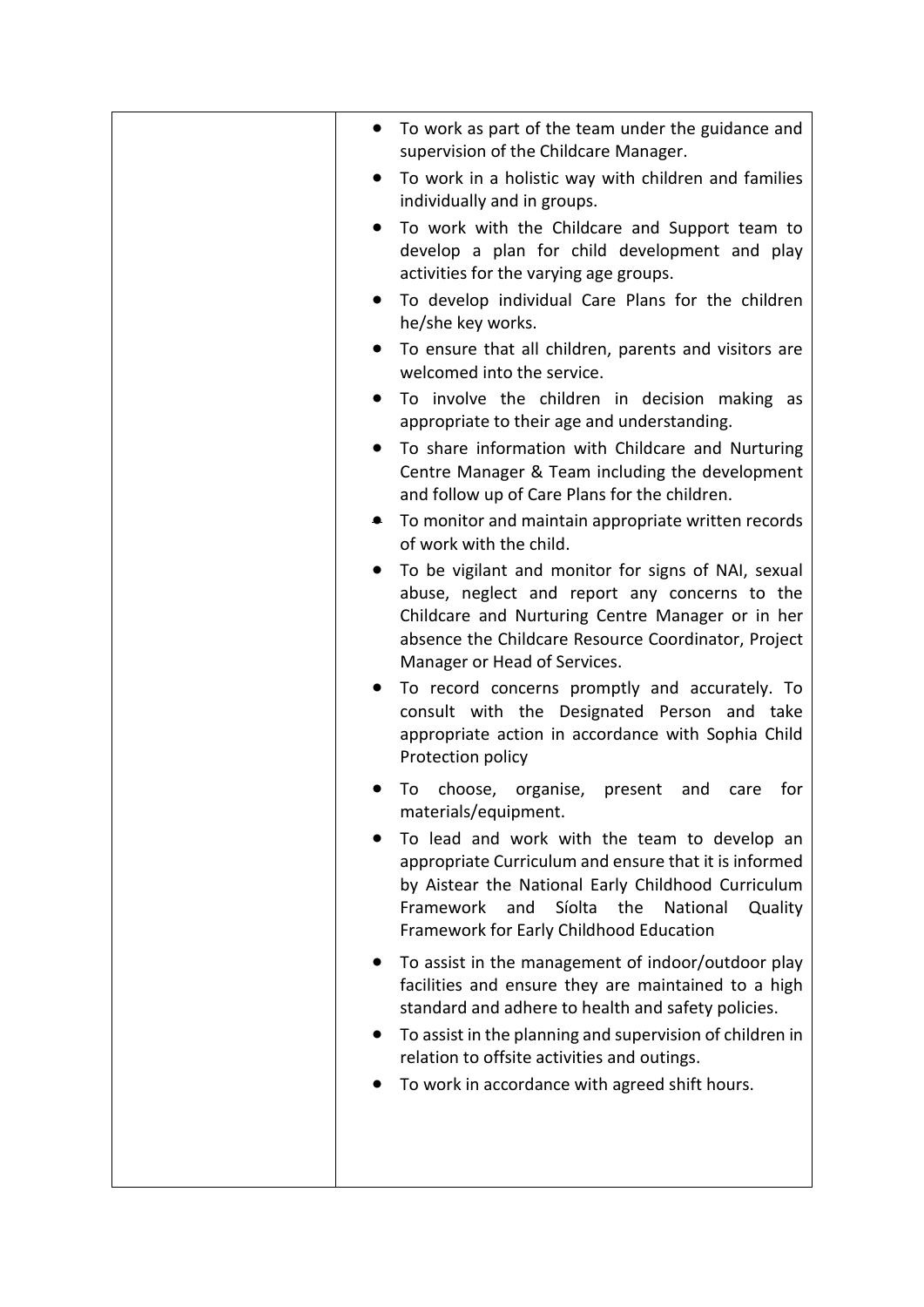| | |
|---|---|
| | • To work as part of the team under the guidance and supervision of the Childcare Manager.<br>• To work in a holistic way with children and families individually and in groups.<br>• To work with the Childcare and Support team to develop a plan for child development and play activities for the varying age groups.<br>• To develop individual Care Plans for the children he/she key works.<br>• To ensure that all children, parents and visitors are welcomed into the service.<br>• To involve the children in decision making as appropriate to their age and understanding.<br>• To share information with Childcare and Nurturing Centre Manager & Team including the development and follow up of Care Plans for the children.<br>• To monitor and maintain appropriate written records of work with the child.<br>• To be vigilant and monitor for signs of NAI, sexual abuse, neglect and report any concerns to the Childcare and Nurturing Centre Manager or in her absence the Childcare Resource Coordinator, Project Manager or Head of Services.<br>• To record concerns promptly and accurately. To consult with the Designated Person and take appropriate action in accordance with Sophia Child Protection policy<br>• To choose, organise, present and care for materials/equipment.<br>• To lead and work with the team to develop an appropriate Curriculum and ensure that it is informed by Aistear the National Early Childhood Curriculum Framework and Síolta the National Quality Framework for Early Childhood Education<br>• To assist in the management of indoor/outdoor play facilities and ensure they are maintained to a high standard and adhere to health and safety policies.<br>• To assist in the planning and supervision of children in relation to offsite activities and outings.<br>• To work in accordance with agreed shift hours. |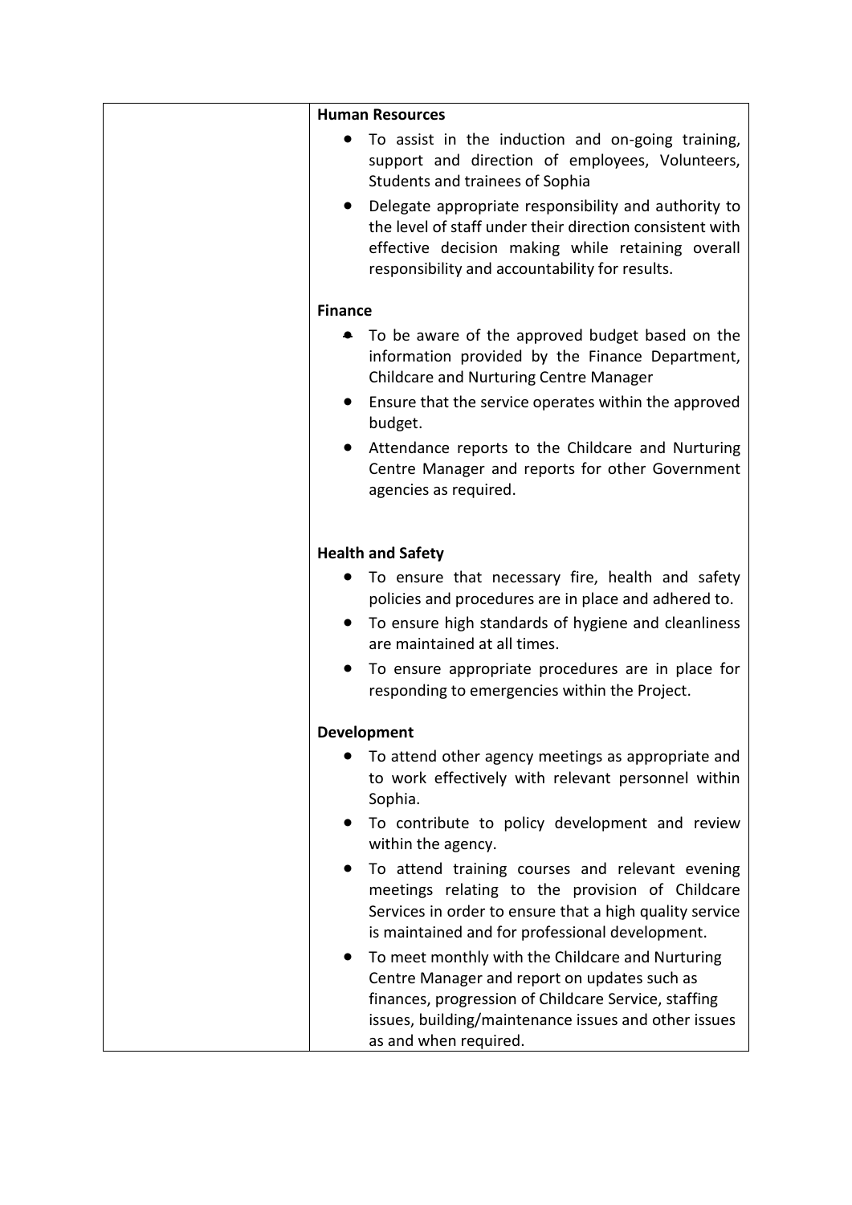| | |
|---|---|
| | **Human Resources**<br>• To assist in the induction and on-going training, support and direction of employees, Volunteers, Students and trainees of Sophia<br>• Delegate appropriate responsibility and authority to the level of staff under their direction consistent with effective decision making while retaining overall responsibility and accountability for results.<br><br>**Finance**<br>• To be aware of the approved budget based on the information provided by the Finance Department, Childcare and Nurturing Centre Manager<br>• Ensure that the service operates within the approved budget.<br>• Attendance reports to the Childcare and Nurturing Centre Manager and reports for other Government agencies as required.<br><br>**Health and Safety**<br>• To ensure that necessary fire, health and safety policies and procedures are in place and adhered to.<br>• To ensure high standards of hygiene and cleanliness are maintained at all times.<br>• To ensure appropriate procedures are in place for responding to emergencies within the Project.<br><br>**Development**<br>• To attend other agency meetings as appropriate and to work effectively with relevant personnel within Sophia.<br>• To contribute to policy development and review within the agency.<br>• To attend training courses and relevant evening meetings relating to the provision of Childcare Services in order to ensure that a high quality service is maintained and for professional development.<br>• To meet monthly with the Childcare and Nurturing Centre Manager and report on updates such as finances, progression of Childcare Service, staffing issues, building/maintenance issues and other issues as and when required. |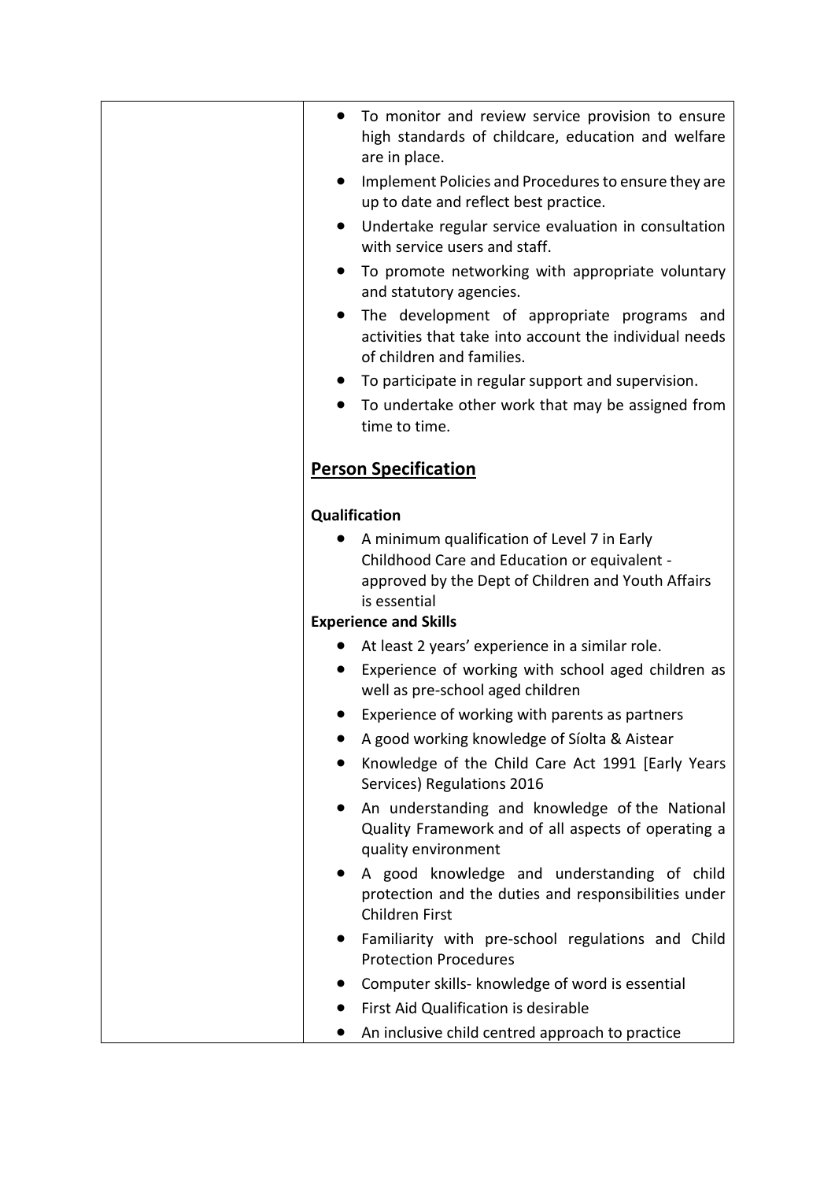| | |
|---|---|
| | - To monitor and review service provision to ensure high standards of childcare, education and welfare are in place.<br>- Implement Policies and Procedures to ensure they are up to date and reflect best practice.<br>- Undertake regular service evaluation in consultation with service users and staff.<br>- To promote networking with appropriate voluntary and statutory agencies.<br>- The development of appropriate programs and activities that take into account the individual needs of children and families.<br>- To participate in regular support and supervision.<br>- To undertake other work that may be assigned from time to time.<br><br>**<u>Person Specification</u>**<br><br>**Qualification**<br>- A minimum qualification of Level 7 in Early Childhood Care and Education or equivalent - approved by the Dept of Children and Youth Affairs is essential<br><br>**Experience and Skills**<br>- At least 2 years' experience in a similar role.<br>- Experience of working with school aged children as well as pre-school aged children<br>- Experience of working with parents as partners<br>- A good working knowledge of Síolta & Aistear<br>- Knowledge of the Child Care Act 1991 [Early Years Services) Regulations 2016<br>- An understanding and knowledge of the National Quality Framework and of all aspects of operating a quality environment<br>- A good knowledge and understanding of child protection and the duties and responsibilities under Children First<br>- Familiarity with pre-school regulations and Child Protection Procedures<br>- Computer skills- knowledge of word is essential<br>- First Aid Qualification is desirable<br>- An inclusive child centred approach to practice |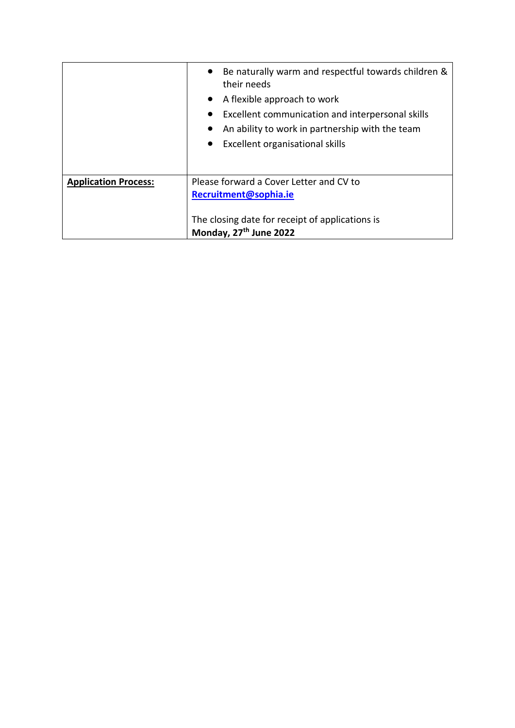| | |
|---|---|
| | • Be naturally warm and respectful towards children & their needs<br>• A flexible approach to work<br>• Excellent communication and interpersonal skills<br>• An ability to work in partnership with the team<br>• Excellent organisational skills |
| **Application Process:** | Please forward a Cover Letter and CV to **Recruitment@sophia.ie**<br><br>The closing date for receipt of applications is **Monday, 27th June 2022** |